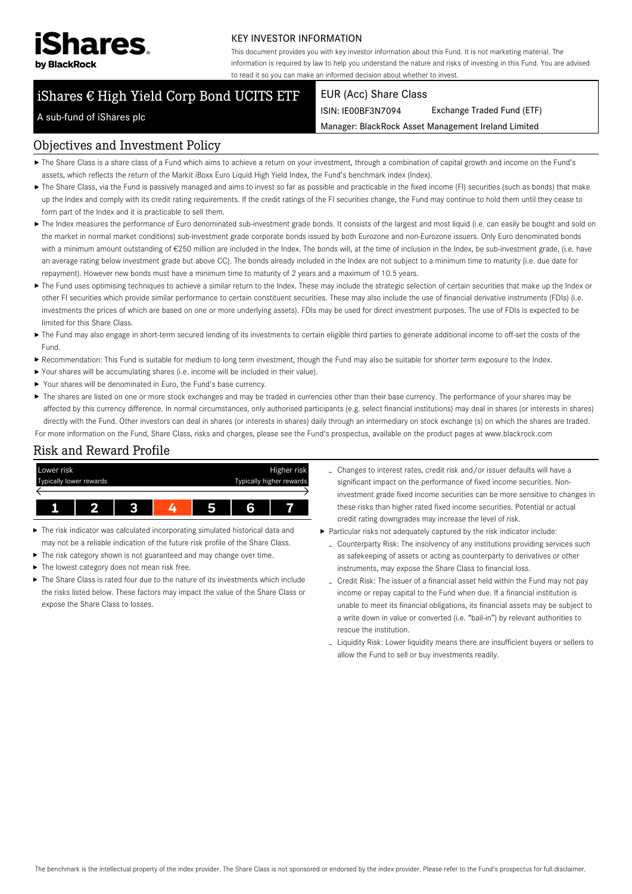iShares by BlackRock

KEY INVESTOR INFORMATION

This document provides you with key investor information about this Fund. It is not marketing material. The information is required by law to help you understand the nature and risks of investing in this Fund. You are advised to read it so you can make an informed decision about whether to invest.

# iShares € High Yield Corp Bond UCITS ETF

A sub-fund of iShares plc

EUR (Acc) Share Class

ISIN: IE00BF3N7094 Exchange Traded Fund (ETF)

Manager: BlackRock Asset Management Ireland Limited

## Objectives and Investment Policy

- The Share Class is a share class of a Fund which aims to achieve a return on your investment, through a combination of capital growth and income on the Fund's assets, which reflects the return of the Markit iBoxx Euro Liquid High Yield Index, the Fund's benchmark index (Index).
- The Share Class, via the Fund is passively managed and aims to invest so far as possible and practicable in the fixed income (FI) securities (such as bonds) that make up the Index and comply with its credit rating requirements. If the credit ratings of the FI securities change, the Fund may continue to hold them until they cease to form part of the Index and it is practicable to sell them.
- The Index measures the performance of Euro denominated sub-investment grade bonds. It consists of the largest and most liquid (i.e. can easily be bought and sold on the market in normal market conditions) sub-investment grade corporate bonds issued by both Eurozone and non-Eurozone issuers. Only Euro denominated bonds with a minimum amount outstanding of €250 million are included in the Index. The bonds will, at the time of inclusion in the Index, be sub-investment grade, (i.e. have an average rating below investment grade but above CC). The bonds already included in the Index are not subject to a minimum time to maturity (i.e. due date for repayment). However new bonds must have a minimum time to maturity of 2 years and a maximum of 10.5 years.
- The Fund uses optimising techniques to achieve a similar return to the Index. These may include the strategic selection of certain securities that make up the Index or other FI securities which provide similar performance to certain constituent securities. These may also include the use of financial derivative instruments (FDIs) (i.e. investments the prices of which are based on one or more underlying assets). FDIs may be used for direct investment purposes. The use of FDIs is expected to be limited for this Share Class.
- The Fund may also engage in short-term secured lending of its investments to certain eligible third parties to generate additional income to off-set the costs of the Fund.
- Recommendation: This Fund is suitable for medium to long term investment, though the Fund may also be suitable for shorter term exposure to the Index.
- Your shares will be accumulating shares (i.e. income will be included in their value).
- Your shares will be denominated in Euro, the Fund's base currency.
- The shares are listed on one or more stock exchanges and may be traded in currencies other than their base currency. The performance of your shares may be affected by this currency difference. In normal circumstances, only authorised participants (e.g. select financial institutions) may deal in shares (or interests in shares) directly with the Fund. Other investors can deal in shares (or interests in shares) daily through an intermediary on stock exchange (s) on which the shares are traded.

For more information on the Fund, Share Class, risks and charges, please see the Fund's prospectus, available on the product pages at www.blackrock.com

## Risk and Reward Profile

| Lower risk<br>Typically lower rewards | | | | | | Higher risk<br>Typically higher rewards |
|---|---|---|---|---|---|---|
| 1 | 2 | 3 | **4** | 5 | 6 | 7 |

- The risk indicator was calculated incorporating simulated historical data and may not be a reliable indication of the future risk profile of the Share Class.
- The risk category shown is not guaranteed and may change over time.
- The lowest category does not mean risk free.
- The Share Class is rated four due to the nature of its investments which include the risks listed below. These factors may impact the value of the Share Class or expose the Share Class to losses.
  - Changes to interest rates, credit risk and/or issuer defaults will have a significant impact on the performance of fixed income securities. Non-investment grade fixed income securities can be more sensitive to changes in these risks than higher rated fixed income securities. Potential or actual credit rating downgrades may increase the level of risk.
- Particular risks not adequately captured by the risk indicator include:
  - Counterparty Risk: The insolvency of any institutions providing services such as safekeeping of assets or acting as counterparty to derivatives or other instruments, may expose the Share Class to financial loss.
  - Credit Risk: The issuer of a financial asset held within the Fund may not pay income or repay capital to the Fund when due. If a financial institution is unable to meet its financial obligations, its financial assets may be subject to a write down in value or converted (i.e. "bail-in") by relevant authorities to rescue the institution.
  - Liquidity Risk: Lower liquidity means there are insufficient buyers or sellers to allow the Fund to sell or buy investments readily.

The benchmark is the intellectual property of the index provider. The Share Class is not sponsored or endorsed by the index provider. Please refer to the Fund's prospectus for full disclaimer.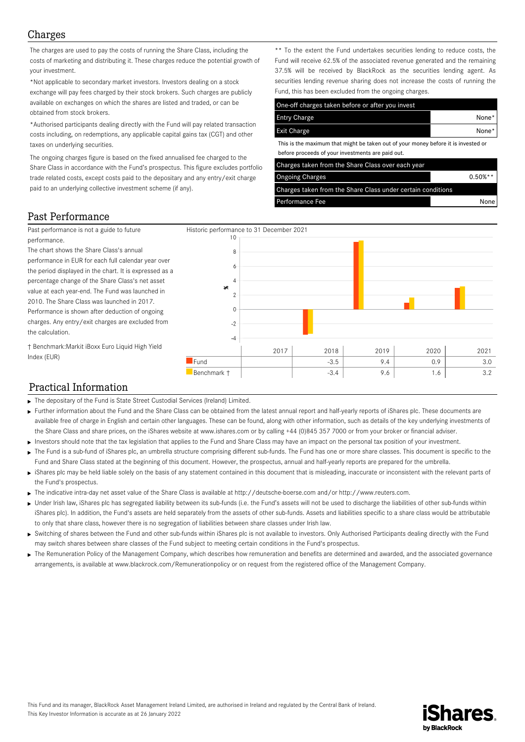## Charges

The charges are used to pay the costs of running the Share Class, including the costs of marketing and distributing it. These charges reduce the potential growth of your investment.

*Not applicable to secondary market investors. Investors dealing on a stock exchange will pay fees charged by their stock brokers. Such charges are publicly available on exchanges on which the shares are listed and traded, or can be obtained from stock brokers.

*Authorised participants dealing directly with the Fund will pay related transaction costs including, on redemptions, any applicable capital gains tax (CGT) and other taxes on underlying securities.

The ongoing charges figure is based on the fixed annualised fee charged to the Share Class in accordance with the Fund's prospectus. This figure excludes portfolio trade related costs, except costs paid to the depositary and any entry/exit charge paid to an underlying collective investment scheme (if any).

** To the extent the Fund undertakes securities lending to reduce costs, the Fund will receive 62.5% of the associated revenue generated and the remaining 37.5% will be received by BlackRock as the securities lending agent. As securities lending revenue sharing does not increase the costs of running the Fund, this has been excluded from the ongoing charges.

| One-off charges taken before or after you invest | |
|---|---|
| Entry Charge | None* |
| Exit Charge | None* |

This is the maximum that might be taken out of your money before it is invested or before proceeds of your investments are paid out.

| Charges taken from the Share Class over each year | |
|---|---|
| Ongoing Charges | 0.50%** |
| **Charges taken from the Share Class under certain conditions** | |
| Performance Fee | None |

## Past Performance

Past performance is not a guide to future performance.

The chart shows the Share Class's annual performance in EUR for each full calendar year over the period displayed in the chart. It is expressed as a percentage change of the Share Class's net asset value at each year-end. The Fund was launched in 2010. The Share Class was launched in 2017.

Performance is shown after deduction of ongoing charges. Any entry/exit charges are excluded from the calculation.

† Benchmark:Markit iBoxx Euro Liquid High Yield Index (EUR)

Historic performance to 31 December 2021

%

10
8
6
4
2
0
-2
-4

| | 2017 | 2018 | 2019 | 2020 | 2021 |
|---|---|---|---|---|---|
| Fund | | -3.5 | 9.4 | 0.9 | 3.0 |
| Benchmark † | | -3.4 | 9.6 | 1.6 | 3.2 |

## Practical Information

- The depositary of the Fund is State Street Custodial Services (Ireland) Limited.
- Further information about the Fund and the Share Class can be obtained from the latest annual report and half-yearly reports of iShares plc. These documents are available free of charge in English and certain other languages. These can be found, along with other information, such as details of the key underlying investments of the Share Class and share prices, on the iShares website at www.ishares.com or by calling +44 (0)845 357 7000 or from your broker or financial adviser.
- Investors should note that the tax legislation that applies to the Fund and Share Class may have an impact on the personal tax position of your investment.
- The Fund is a sub-fund of iShares plc, an umbrella structure comprising different sub-funds. The Fund has one or more share classes. This document is specific to the Fund and Share Class stated at the beginning of this document. However, the prospectus, annual and half-yearly reports are prepared for the umbrella.
- iShares plc may be held liable solely on the basis of any statement contained in this document that is misleading, inaccurate or inconsistent with the relevant parts of the Fund's prospectus.
- The indicative intra-day net asset value of the Share Class is available at http://deutsche-boerse.com and/or http://www.reuters.com.
- Under Irish law, iShares plc has segregated liability between its sub-funds (i.e. the Fund's assets will not be used to discharge the liabilities of other sub-funds within iShares plc). In addition, the Fund's assets are held separately from the assets of other sub-funds. Assets and liabilities specific to a share class would be attributable to only that share class, however there is no segregation of liabilities between share classes under Irish law.
- Switching of shares between the Fund and other sub-funds within iShares plc is not available to investors. Only Authorised Participants dealing directly with the Fund may switch shares between share classes of the Fund subject to meeting certain conditions in the Fund's prospectus.
- The Remuneration Policy of the Management Company, which describes how remuneration and benefits are determined and awarded, and the associated governance arrangements, is available at www.blackrock.com/Remunerationpolicy or on request from the registered office of the Management Company.

This Fund and its manager, BlackRock Asset Management Ireland Limited, are authorised in Ireland and regulated by the Central Bank of Ireland.
This Key Investor Information is accurate as at 26 January 2022